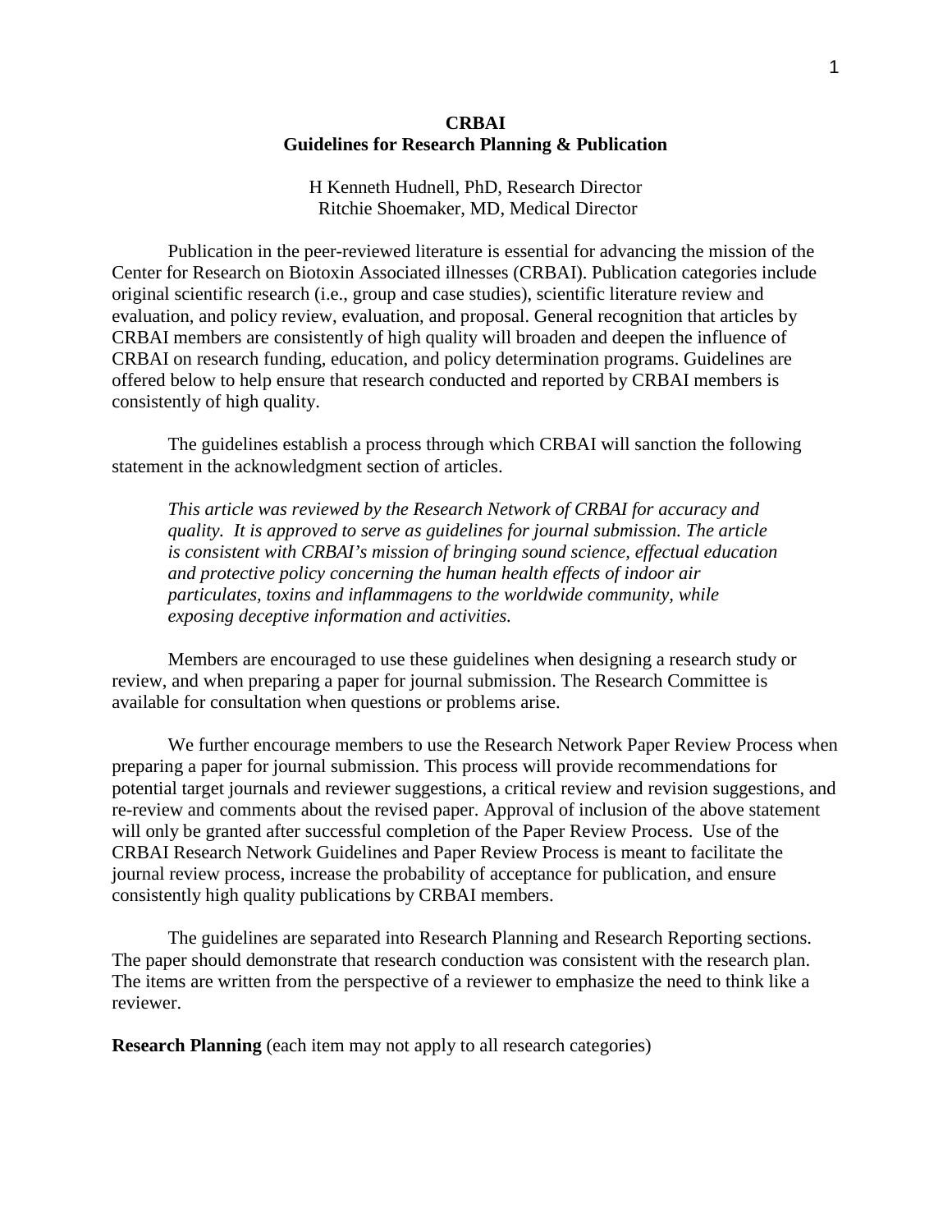# CRBAI
## Guidelines for Research Planning & Publication

H Kenneth Hudnell, PhD, Research Director
Ritchie Shoemaker, MD, Medical Director

Publication in the peer-reviewed literature is essential for advancing the mission of the Center for Research on Biotoxin Associated illnesses (CRBAI). Publication categories include original scientific research (i.e., group and case studies), scientific literature review and evaluation, and policy review, evaluation, and proposal. General recognition that articles by CRBAI members are consistently of high quality will broaden and deepen the influence of CRBAI on research funding, education, and policy determination programs. Guidelines are offered below to help ensure that research conducted and reported by CRBAI members is consistently of high quality.

The guidelines establish a process through which CRBAI will sanction the following statement in the acknowledgment section of articles.

> *This article was reviewed by the Research Network of CRBAI for accuracy and quality. It is approved to serve as guidelines for journal submission. The article is consistent with CRBAI's mission of bringing sound science, effectual education and protective policy concerning the human health effects of indoor air particulates, toxins and inflammagens to the worldwide community, while exposing deceptive information and activities.*

Members are encouraged to use these guidelines when designing a research study or review, and when preparing a paper for journal submission. The Research Committee is available for consultation when questions or problems arise.

We further encourage members to use the Research Network Paper Review Process when preparing a paper for journal submission. This process will provide recommendations for potential target journals and reviewer suggestions, a critical review and revision suggestions, and re-review and comments about the revised paper. Approval of inclusion of the above statement will only be granted after successful completion of the Paper Review Process. Use of the CRBAI Research Network Guidelines and Paper Review Process is meant to facilitate the journal review process, increase the probability of acceptance for publication, and ensure consistently high quality publications by CRBAI members.

The guidelines are separated into Research Planning and Research Reporting sections. The paper should demonstrate that research conduction was consistent with the research plan. The items are written from the perspective of a reviewer to emphasize the need to think like a reviewer.

**Research Planning** (each item may not apply to all research categories)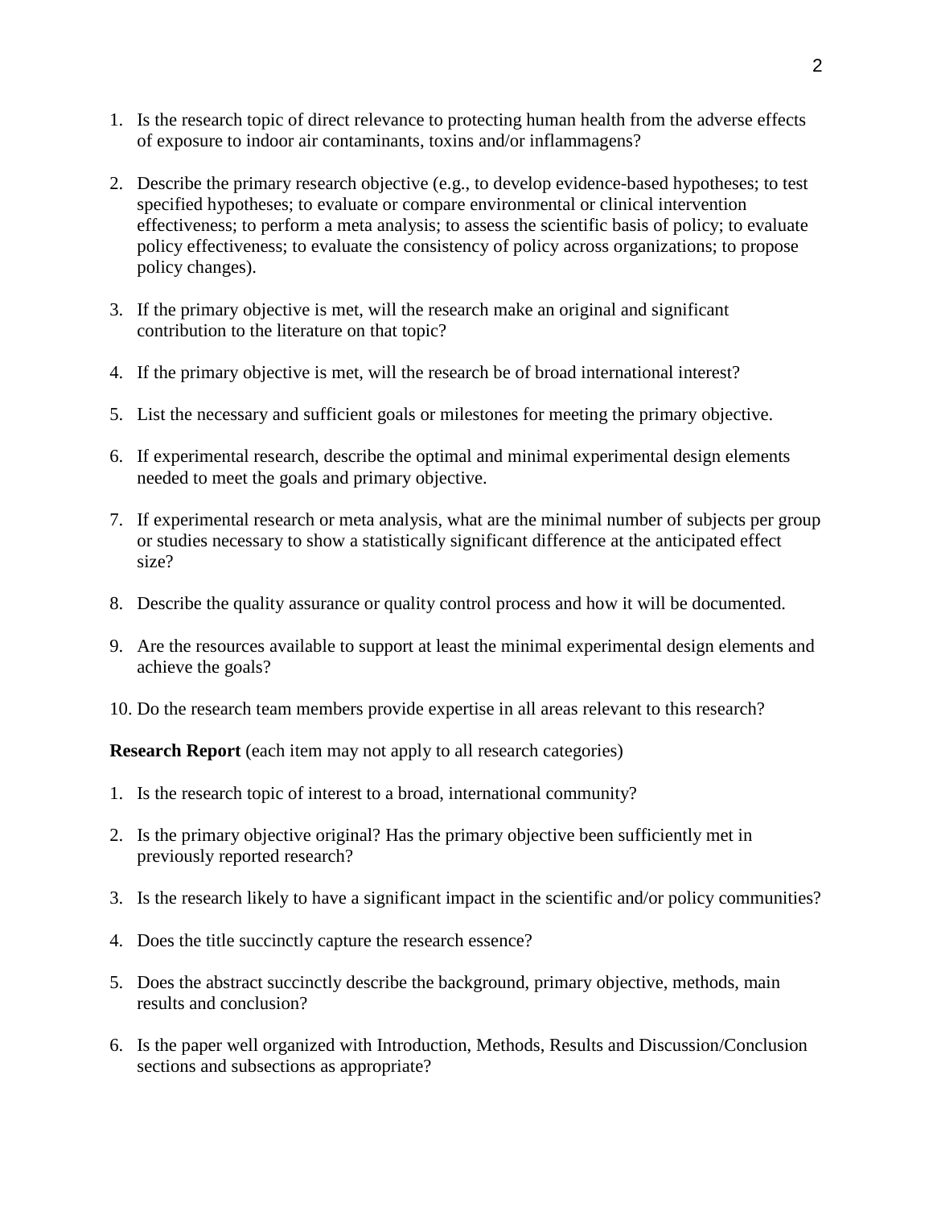1. Is the research topic of direct relevance to protecting human health from the adverse effects of exposure to indoor air contaminants, toxins and/or inflammagens?

2. Describe the primary research objective (e.g., to develop evidence-based hypotheses; to test specified hypotheses; to evaluate or compare environmental or clinical intervention effectiveness; to perform a meta analysis; to assess the scientific basis of policy; to evaluate policy effectiveness; to evaluate the consistency of policy across organizations; to propose policy changes).

3. If the primary objective is met, will the research make an original and significant contribution to the literature on that topic?

4. If the primary objective is met, will the research be of broad international interest?

5. List the necessary and sufficient goals or milestones for meeting the primary objective.

6. If experimental research, describe the optimal and minimal experimental design elements needed to meet the goals and primary objective.

7. If experimental research or meta analysis, what are the minimal number of subjects per group or studies necessary to show a statistically significant difference at the anticipated effect size?

8. Describe the quality assurance or quality control process and how it will be documented.

9. Are the resources available to support at least the minimal experimental design elements and achieve the goals?

10. Do the research team members provide expertise in all areas relevant to this research?

**Research Report** (each item may not apply to all research categories)

1. Is the research topic of interest to a broad, international community?

2. Is the primary objective original? Has the primary objective been sufficiently met in previously reported research?

3. Is the research likely to have a significant impact in the scientific and/or policy communities?

4. Does the title succinctly capture the research essence?

5. Does the abstract succinctly describe the background, primary objective, methods, main results and conclusion?

6. Is the paper well organized with Introduction, Methods, Results and Discussion/Conclusion sections and subsections as appropriate?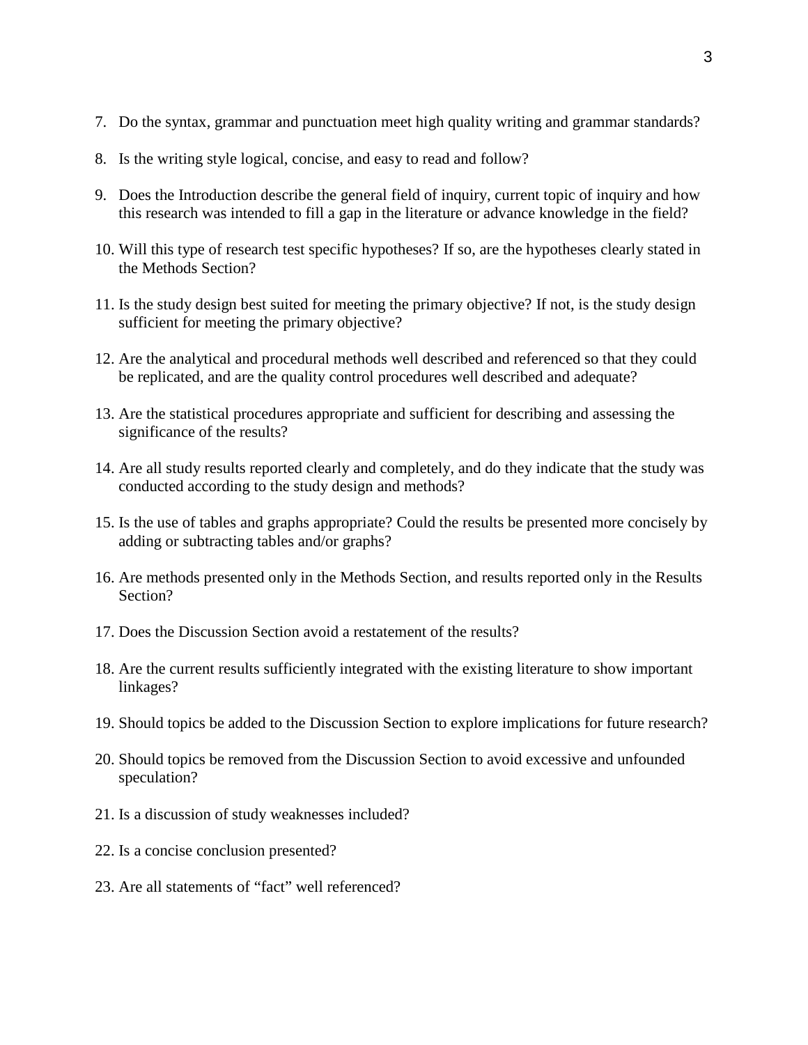7. Do the syntax, grammar and punctuation meet high quality writing and grammar standards?

8. Is the writing style logical, concise, and easy to read and follow?

9. Does the Introduction describe the general field of inquiry, current topic of inquiry and how this research was intended to fill a gap in the literature or advance knowledge in the field?

10. Will this type of research test specific hypotheses? If so, are the hypotheses clearly stated in the Methods Section?

11. Is the study design best suited for meeting the primary objective? If not, is the study design sufficient for meeting the primary objective?

12. Are the analytical and procedural methods well described and referenced so that they could be replicated, and are the quality control procedures well described and adequate?

13. Are the statistical procedures appropriate and sufficient for describing and assessing the significance of the results?

14. Are all study results reported clearly and completely, and do they indicate that the study was conducted according to the study design and methods?

15. Is the use of tables and graphs appropriate? Could the results be presented more concisely by adding or subtracting tables and/or graphs?

16. Are methods presented only in the Methods Section, and results reported only in the Results Section?

17. Does the Discussion Section avoid a restatement of the results?

18. Are the current results sufficiently integrated with the existing literature to show important linkages?

19. Should topics be added to the Discussion Section to explore implications for future research?

20. Should topics be removed from the Discussion Section to avoid excessive and unfounded speculation?

21. Is a discussion of study weaknesses included?

22. Is a concise conclusion presented?

23. Are all statements of "fact" well referenced?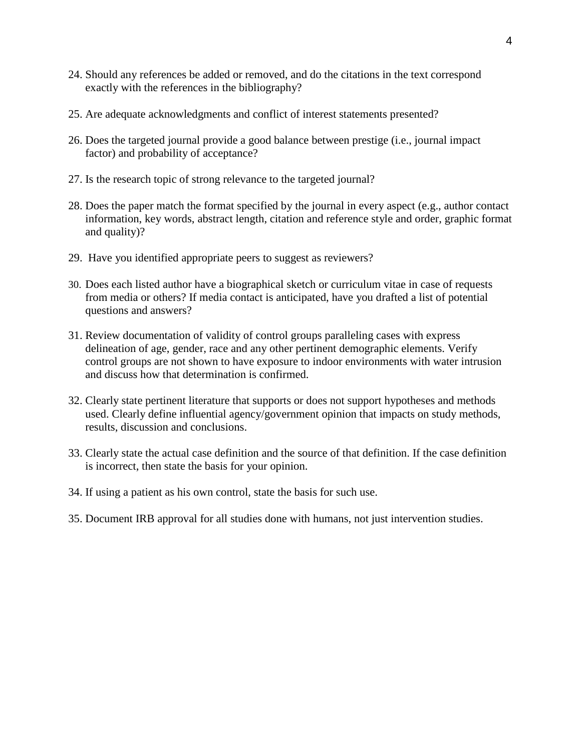24. Should any references be added or removed, and do the citations in the text correspond exactly with the references in the bibliography?

25. Are adequate acknowledgments and conflict of interest statements presented?

26. Does the targeted journal provide a good balance between prestige (i.e., journal impact factor) and probability of acceptance?

27. Is the research topic of strong relevance to the targeted journal?

28. Does the paper match the format specified by the journal in every aspect (e.g., author contact information, key words, abstract length, citation and reference style and order, graphic format and quality)?

29. Have you identified appropriate peers to suggest as reviewers?

30. Does each listed author have a biographical sketch or curriculum vitae in case of requests from media or others? If media contact is anticipated, have you drafted a list of potential questions and answers?

31. Review documentation of validity of control groups paralleling cases with express delineation of age, gender, race and any other pertinent demographic elements. Verify control groups are not shown to have exposure to indoor environments with water intrusion and discuss how that determination is confirmed.

32. Clearly state pertinent literature that supports or does not support hypotheses and methods used. Clearly define influential agency/government opinion that impacts on study methods, results, discussion and conclusions.

33. Clearly state the actual case definition and the source of that definition. If the case definition is incorrect, then state the basis for your opinion.

34. If using a patient as his own control, state the basis for such use.

35. Document IRB approval for all studies done with humans, not just intervention studies.